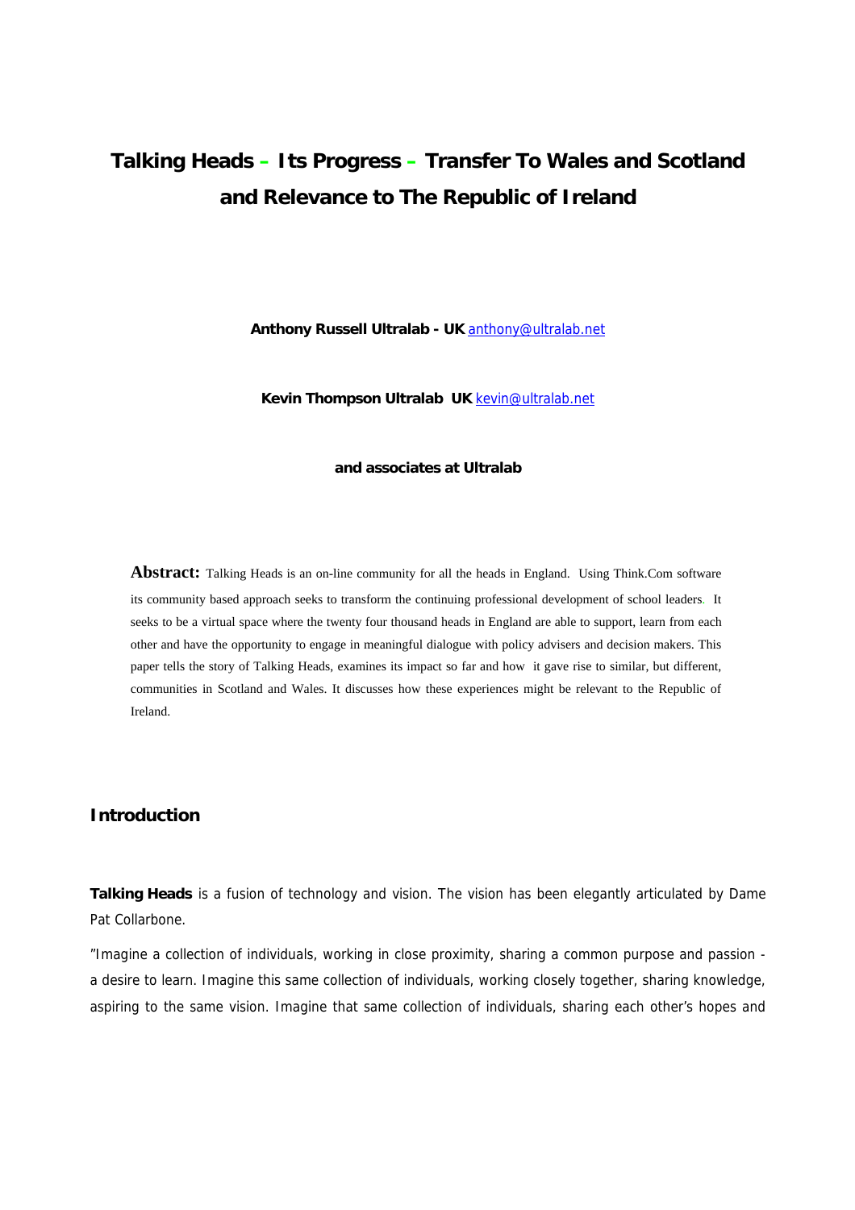# Talking Heads – Its Progress – Transfer To Wales and Scotland and Relevance to The Republic of Ireland

**Anthony Russell Ultralab - UK** anthony@ultralab.net

**Kevin Thompson Ultralab UK** kevin@ultralab.net

**and associates at Ultralab**

**Abstract:** Talking Heads is an on-line community for all the heads in England. Using Think.Com software its community based approach seeks to transform the continuing professional development of school leaders. It seeks to be a virtual space where the twenty four thousand heads in England are able to support, learn from each other and have the opportunity to engage in meaningful dialogue with policy advisers and decision makers. This paper tells the story of Talking Heads, examines its impact so far and how it gave rise to similar, but different, communities in Scotland and Wales. It discusses how these experiences might be relevant to the Republic of Ireland.

## Introduction

**Talking Heads** is a fusion of technology and vision. The vision has been elegantly articulated by Dame Pat Collarbone.

"Imagine a collection of individuals, working in close proximity, sharing a common purpose and passion - a desire to learn. Imagine this same collection of individuals, working closely together, sharing knowledge, aspiring to the same vision. Imagine that same collection of individuals, sharing each other's hopes and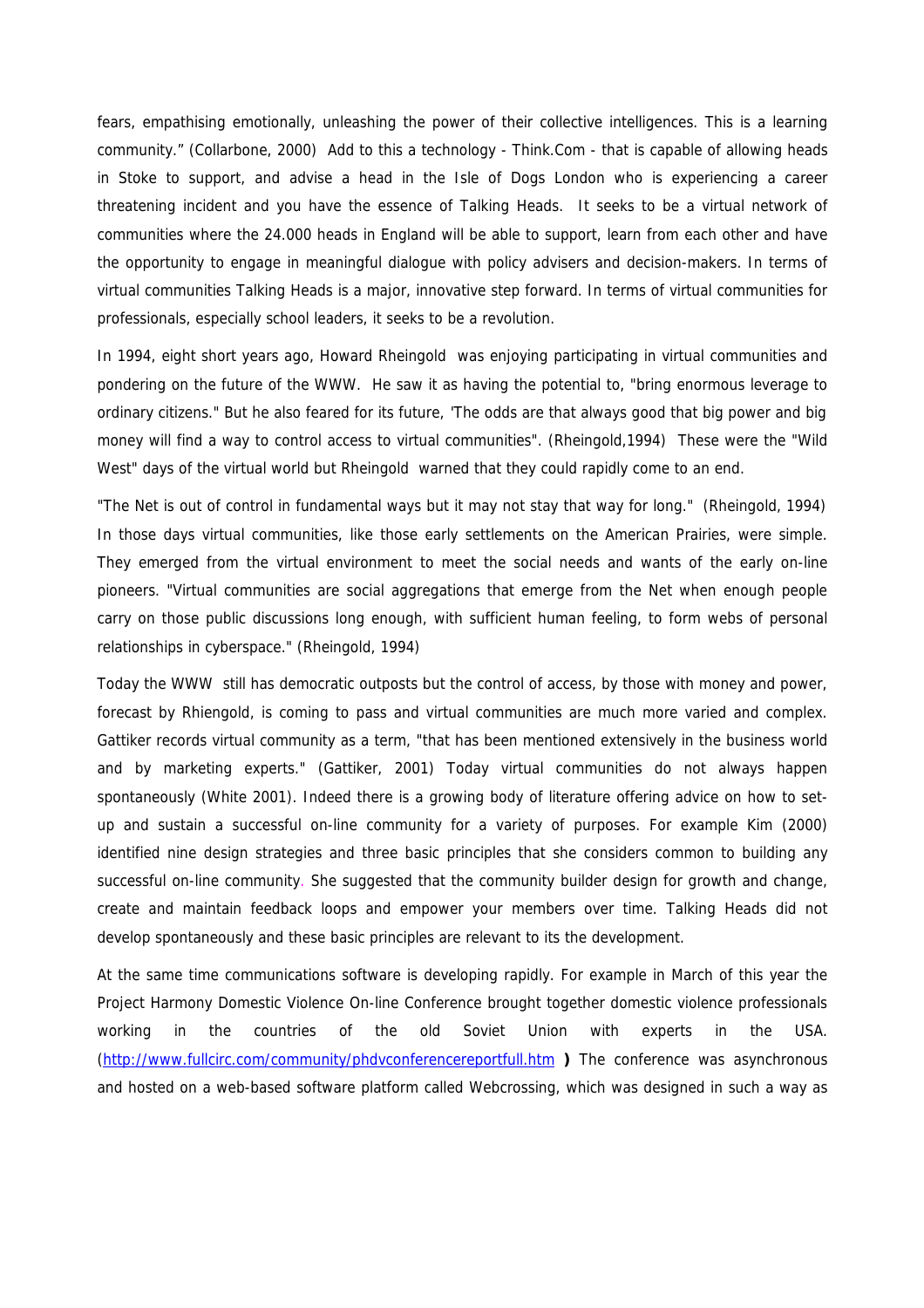fears, empathising emotionally, unleashing the power of their collective intelligences. This is a learning community." (Collarbone, 2000) Add to this a technology - Think.Com - that is capable of allowing heads in Stoke to support, and advise a head in the Isle of Dogs London who is experiencing a career threatening incident and you have the essence of Talking Heads. It seeks to be a virtual network of communities where the 24.000 heads in England will be able to support, learn from each other and have the opportunity to engage in meaningful dialogue with policy advisers and decision-makers. In terms of virtual communities Talking Heads is a major, innovative step forward. In terms of virtual communities for professionals, especially school leaders, it seeks to be a revolution.

In 1994, eight short years ago, Howard Rheingold was enjoying participating in virtual communities and pondering on the future of the WWW. He saw it as having the potential to, "bring enormous leverage to ordinary citizens." But he also feared for its future, 'The odds are that always good that big power and big money will find a way to control access to virtual communities". (Rheingold,1994) These were the "Wild West" days of the virtual world but Rheingold warned that they could rapidly come to an end.

"The Net is out of control in fundamental ways but it may not stay that way for long." (Rheingold, 1994) In those days virtual communities, like those early settlements on the American Prairies, were simple. They emerged from the virtual environment to meet the social needs and wants of the early on-line pioneers. "Virtual communities are social aggregations that emerge from the Net when enough people carry on those public discussions long enough, with sufficient human feeling, to form webs of personal relationships in cyberspace." (Rheingold, 1994)

Today the WWW still has democratic outposts but the control of access, by those with money and power, forecast by Rhiengold, is coming to pass and virtual communities are much more varied and complex. Gattiker records virtual community as a term, "that has been mentioned extensively in the business world and by marketing experts." (Gattiker, 2001) Today virtual communities do not always happen spontaneously (White 2001). Indeed there is a growing body of literature offering advice on how to set-up and sustain a successful on-line community for a variety of purposes. For example Kim (2000) identified nine design strategies and three basic principles that she considers common to building any successful on-line community. She suggested that the community builder design for growth and change, create and maintain feedback loops and empower your members over time. Talking Heads did not develop spontaneously and these basic principles are relevant to its the development.

At the same time communications software is developing rapidly. For example in March of this year the Project Harmony Domestic Violence On-line Conference brought together domestic violence professionals working in the countries of the old Soviet Union with experts in the USA. (http://www.fullcirc.com/community/phdvconferencereportfull.htm **)** The conference was asynchronous and hosted on a web-based software platform called Webcrossing, which was designed in such a way as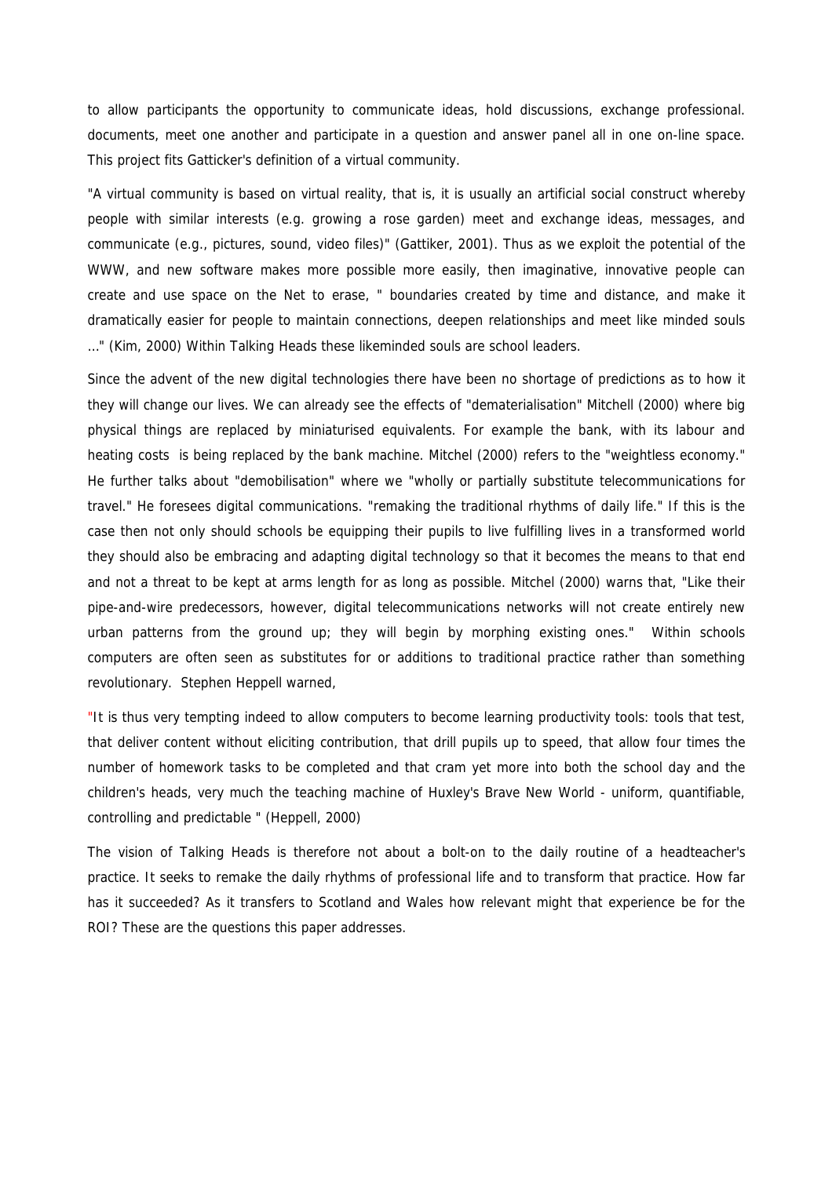to allow participants the opportunity to communicate ideas, hold discussions, exchange professional. documents, meet one another and participate in a question and answer panel all in one on-line space. This project fits Gatticker's definition of a virtual community.

"A virtual community is based on virtual reality, that is, it is usually an artificial social construct whereby people with similar interests (e.g. growing a rose garden) meet and exchange ideas, messages, and communicate (e.g., pictures, sound, video files)" (Gattiker, 2001). Thus as we exploit the potential of the WWW, and new software makes more possible more easily, then imaginative, innovative people can create and use space on the Net to erase, " boundaries created by time and distance, and make it dramatically easier for people to maintain connections, deepen relationships and meet like minded souls ..." (Kim, 2000) Within Talking Heads these likeminded souls are school leaders.

Since the advent of the new digital technologies there have been no shortage of predictions as to how it they will change our lives. We can already see the effects of "dematerialisation" Mitchell (2000) where big physical things are replaced by miniaturised equivalents. For example the bank, with its labour and heating costs is being replaced by the bank machine. Mitchel (2000) refers to the "weightless economy." He further talks about "demobilisation" where we "wholly or partially substitute telecommunications for travel." He foresees digital communications. "remaking the traditional rhythms of daily life." If this is the case then not only should schools be equipping their pupils to live fulfilling lives in a transformed world they should also be embracing and adapting digital technology so that it becomes the means to that end and not a threat to be kept at arms length for as long as possible. Mitchel (2000) warns that, "Like their pipe-and-wire predecessors, however, digital telecommunications networks will not create entirely new urban patterns from the ground up; they will begin by morphing existing ones." Within schools computers are often seen as substitutes for or additions to traditional practice rather than something revolutionary. Stephen Heppell warned,

"It is thus very tempting indeed to allow computers to become learning productivity tools: tools that test, that deliver content without eliciting contribution, that drill pupils up to speed, that allow four times the number of homework tasks to be completed and that cram yet more into both the school day and the children's heads, very much the teaching machine of Huxley's Brave New World - uniform, quantifiable, controlling and predictable " (Heppell, 2000)

The vision of Talking Heads is therefore not about a bolt-on to the daily routine of a headteacher's practice. It seeks to remake the daily rhythms of professional life and to transform that practice. How far has it succeeded? As it transfers to Scotland and Wales how relevant might that experience be for the ROI? These are the questions this paper addresses.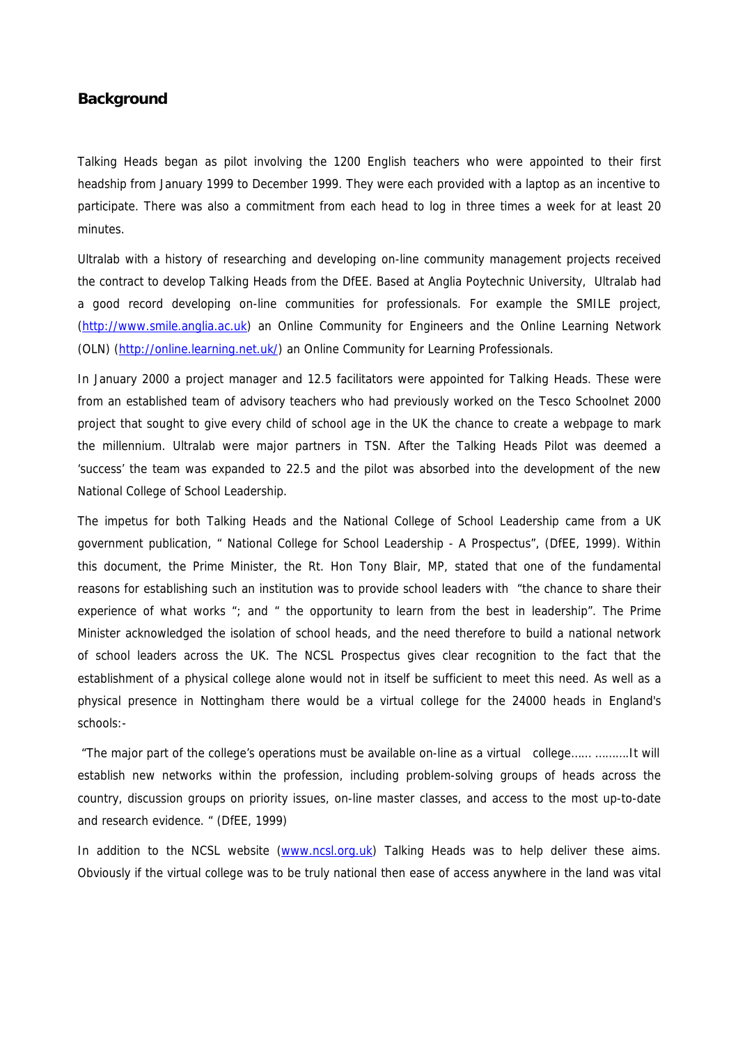## Background

Talking Heads began as pilot involving the 1200 English teachers who were appointed to their first headship from January 1999 to December 1999. They were each provided with a laptop as an incentive to participate. There was also a commitment from each head to log in three times a week for at least 20 minutes.

Ultralab with a history of researching and developing on-line community management projects received the contract to develop Talking Heads from the DfEE. Based at Anglia Poytechnic University, Ultralab had a good record developing on-line communities for professionals. For example the SMILE project, (http://www.smile.anglia.ac.uk) an Online Community for Engineers and the Online Learning Network (OLN) (http://online.learning.net.uk/) an Online Community for Learning Professionals.

In January 2000 a project manager and 12.5 facilitators were appointed for Talking Heads. These were from an established team of advisory teachers who had previously worked on the Tesco Schoolnet 2000 project that sought to give every child of school age in the UK the chance to create a webpage to mark the millennium. Ultralab were major partners in TSN. After the Talking Heads Pilot was deemed a 'success' the team was expanded to 22.5 and the pilot was absorbed into the development of the new National College of School Leadership.

The impetus for both Talking Heads and the National College of School Leadership came from a UK government publication, " National College for School Leadership - A Prospectus", (DfEE, 1999). Within this document, the Prime Minister, the Rt. Hon Tony Blair, MP, stated that one of the fundamental reasons for establishing such an institution was to provide school leaders with "the chance to share their experience of what works "; and " the opportunity to learn from the best in leadership". The Prime Minister acknowledged the isolation of school heads, and the need therefore to build a national network of school leaders across the UK. The NCSL Prospectus gives clear recognition to the fact that the establishment of a physical college alone would not in itself be sufficient to meet this need. As well as a physical presence in Nottingham there would be a virtual college for the 24000 heads in England's schools:-

"The major part of the college's operations must be available on-line as a virtual college…… ……….It will establish new networks within the profession, including problem-solving groups of heads across the country, discussion groups on priority issues, on-line master classes, and access to the most up-to-date and research evidence. " (DfEE, 1999)

In addition to the NCSL website (www.ncsl.org.uk) Talking Heads was to help deliver these aims. Obviously if the virtual college was to be truly national then ease of access anywhere in the land was vital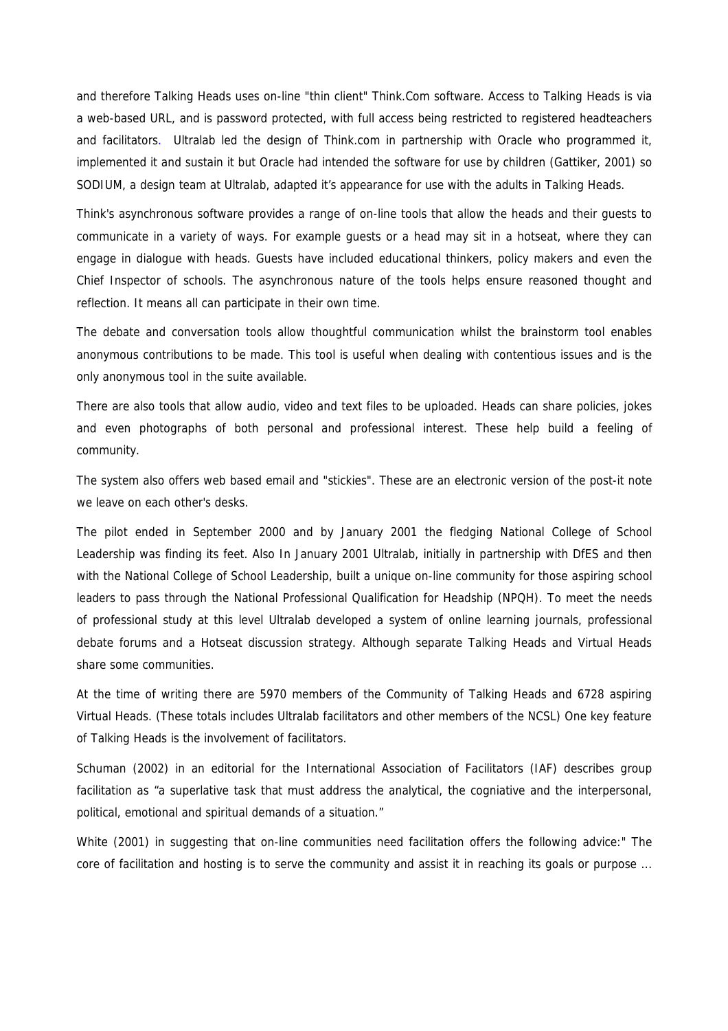and therefore Talking Heads uses on-line "thin client" Think.Com software. Access to Talking Heads is via a web-based URL, and is password protected, with full access being restricted to registered headteachers and facilitators. Ultralab led the design of Think.com in partnership with Oracle who programmed it, implemented it and sustain it but Oracle had intended the software for use by children (Gattiker, 2001) so SODIUM, a design team at Ultralab, adapted it's appearance for use with the adults in Talking Heads.

Think's asynchronous software provides a range of on-line tools that allow the heads and their guests to communicate in a variety of ways. For example guests or a head may sit in a hotseat, where they can engage in dialogue with heads. Guests have included educational thinkers, policy makers and even the Chief Inspector of schools. The asynchronous nature of the tools helps ensure reasoned thought and reflection. It means all can participate in their own time.

The debate and conversation tools allow thoughtful communication whilst the brainstorm tool enables anonymous contributions to be made. This tool is useful when dealing with contentious issues and is the only anonymous tool in the suite available.

There are also tools that allow audio, video and text files to be uploaded. Heads can share policies, jokes and even photographs of both personal and professional interest. These help build a feeling of community.

The system also offers web based email and "stickies". These are an electronic version of the post-it note we leave on each other's desks.

The pilot ended in September 2000 and by January 2001 the fledging National College of School Leadership was finding its feet. Also In January 2001 Ultralab, initially in partnership with DfES and then with the National College of School Leadership, built a unique on-line community for those aspiring school leaders to pass through the National Professional Qualification for Headship (NPQH). To meet the needs of professional study at this level Ultralab developed a system of online learning journals, professional debate forums and a Hotseat discussion strategy. Although separate Talking Heads and Virtual Heads share some communities.

At the time of writing there are 5970 members of the Community of Talking Heads and 6728 aspiring Virtual Heads. (These totals includes Ultralab facilitators and other members of the NCSL) One key feature of Talking Heads is the involvement of facilitators.

Schuman (2002) in an editorial for the International Association of Facilitators (IAF) describes group facilitation as "a superlative task that must address the analytical, the cogniative and the interpersonal, political, emotional and spiritual demands of a situation."

White (2001) in suggesting that on-line communities need facilitation offers the following advice:" The core of facilitation and hosting is to serve the community and assist it in reaching its goals or purpose ...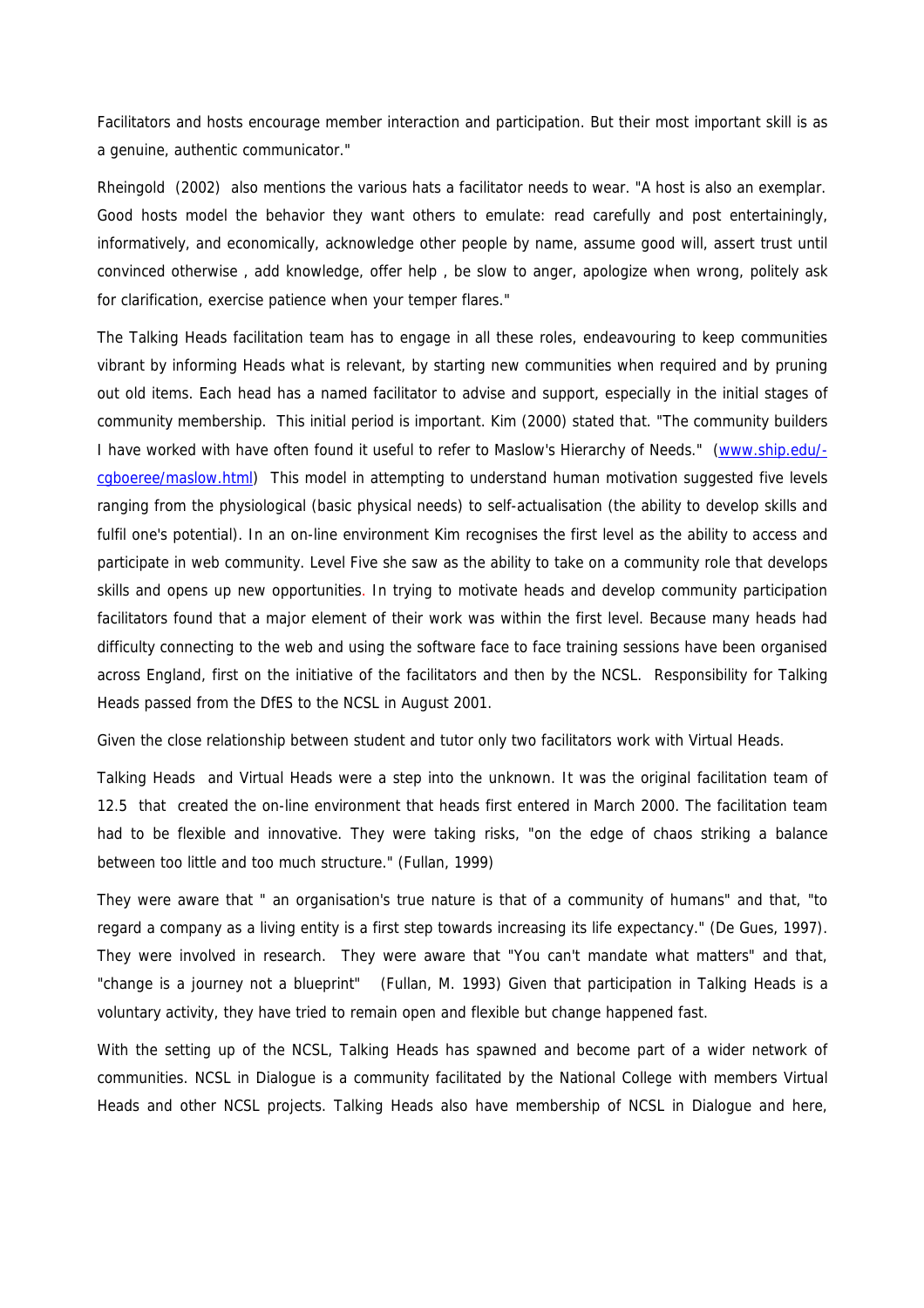Facilitators and hosts encourage member interaction and participation. But their most important skill is as a genuine, authentic communicator."

Rheingold (2002) also mentions the various hats a facilitator needs to wear. "A host is also an exemplar. Good hosts model the behavior they want others to emulate: read carefully and post entertainingly, informatively, and economically, acknowledge other people by name, assume good will, assert trust until convinced otherwise , add knowledge, offer help , be slow to anger, apologize when wrong, politely ask for clarification, exercise patience when your temper flares."

The Talking Heads facilitation team has to engage in all these roles, endeavouring to keep communities vibrant by informing Heads what is relevant, by starting new communities when required and by pruning out old items. Each head has a named facilitator to advise and support, especially in the initial stages of community membership. This initial period is important. Kim (2000) stated that. "The community builders I have worked with have often found it useful to refer to Maslow's Hierarchy of Needs." (www.ship.edu/-cgboeree/maslow.html) This model in attempting to understand human motivation suggested five levels ranging from the physiological (basic physical needs) to self-actualisation (the ability to develop skills and fulfil one's potential). In an on-line environment Kim recognises the first level as the ability to access and participate in web community. Level Five she saw as the ability to take on a community role that develops skills and opens up new opportunities. In trying to motivate heads and develop community participation facilitators found that a major element of their work was within the first level. Because many heads had difficulty connecting to the web and using the software face to face training sessions have been organised across England, first on the initiative of the facilitators and then by the NCSL. Responsibility for Talking Heads passed from the DfES to the NCSL in August 2001.

Given the close relationship between student and tutor only two facilitators work with Virtual Heads.

Talking Heads and Virtual Heads were a step into the unknown. It was the original facilitation team of 12.5 that created the on-line environment that heads first entered in March 2000. The facilitation team had to be flexible and innovative. They were taking risks, "on the edge of chaos striking a balance between too little and too much structure." (Fullan, 1999)

They were aware that " an organisation's true nature is that of a community of humans" and that, "to regard a company as a living entity is a first step towards increasing its life expectancy." (De Gues, 1997). They were involved in research. They were aware that "You can't mandate what matters" and that, "change is a journey not a blueprint" (Fullan, M. 1993) Given that participation in Talking Heads is a voluntary activity, they have tried to remain open and flexible but change happened fast.

With the setting up of the NCSL, Talking Heads has spawned and become part of a wider network of communities. NCSL in Dialogue is a community facilitated by the National College with members Virtual Heads and other NCSL projects. Talking Heads also have membership of NCSL in Dialogue and here,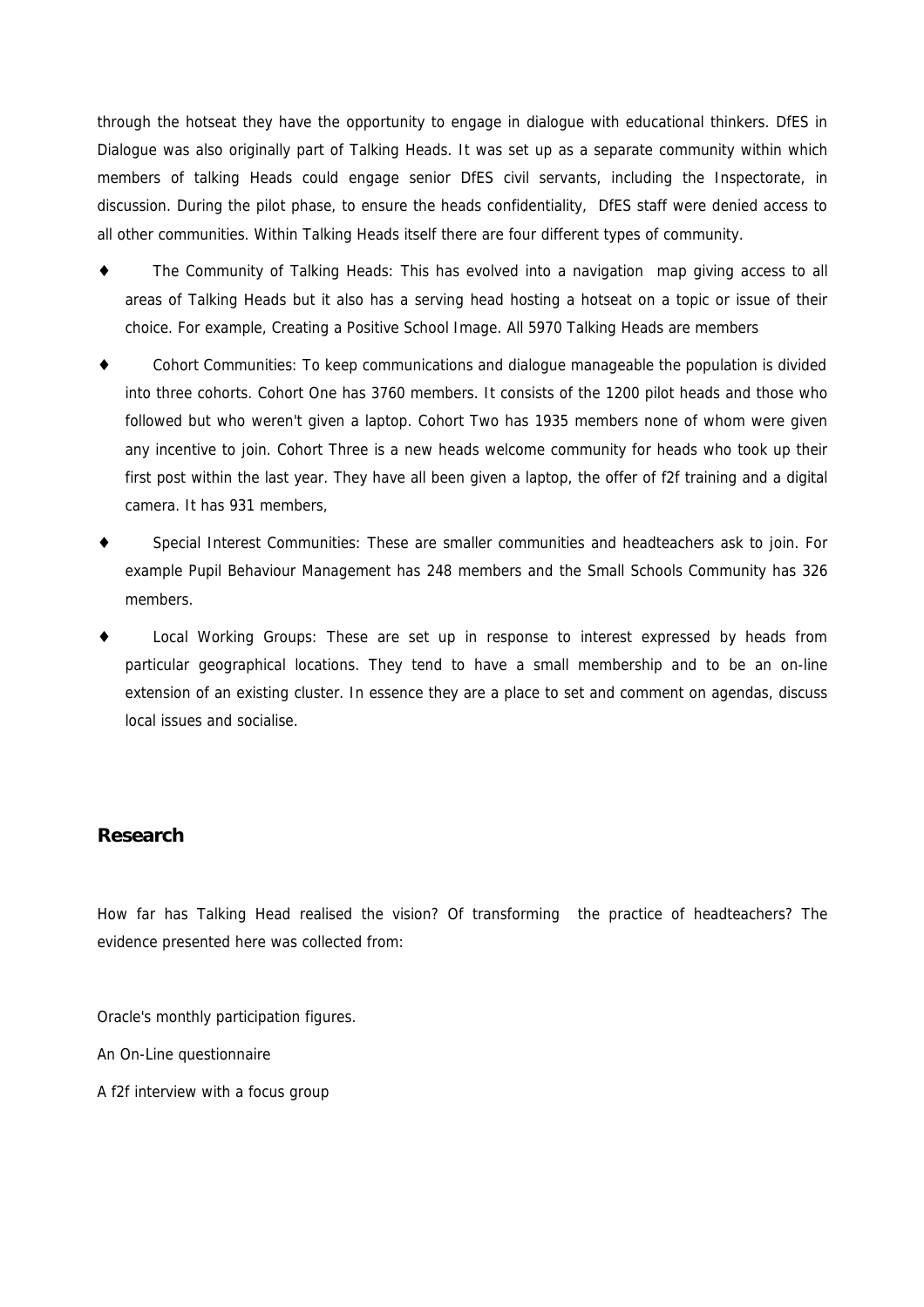through the hotseat they have the opportunity to engage in dialogue with educational thinkers. DfES in Dialogue was also originally part of Talking Heads. It was set up as a separate community within which members of talking Heads could engage senior DfES civil servants, including the Inspectorate, in discussion. During the pilot phase, to ensure the heads confidentiality, DfES staff were denied access to all other communities. Within Talking Heads itself there are four different types of community.

- The Community of Talking Heads: This has evolved into a navigation map giving access to all areas of Talking Heads but it also has a serving head hosting a hotseat on a topic or issue of their choice. For example, Creating a Positive School Image. All 5970 Talking Heads are members
- Cohort Communities: To keep communications and dialogue manageable the population is divided into three cohorts. Cohort One has 3760 members. It consists of the 1200 pilot heads and those who followed but who weren't given a laptop. Cohort Two has 1935 members none of whom were given any incentive to join. Cohort Three is a new heads welcome community for heads who took up their first post within the last year. They have all been given a laptop, the offer of f2f training and a digital camera. It has 931 members,
- Special Interest Communities: These are smaller communities and headteachers ask to join. For example Pupil Behaviour Management has 248 members and the Small Schools Community has 326 members.
- Local Working Groups: These are set up in response to interest expressed by heads from particular geographical locations. They tend to have a small membership and to be an on-line extension of an existing cluster. In essence they are a place to set and comment on agendas, discuss local issues and socialise.

## Research

How far has Talking Head realised the vision? Of transforming the practice of headteachers? The evidence presented here was collected from:

Oracle's monthly participation figures.

An On-Line questionnaire

A f2f interview with a focus group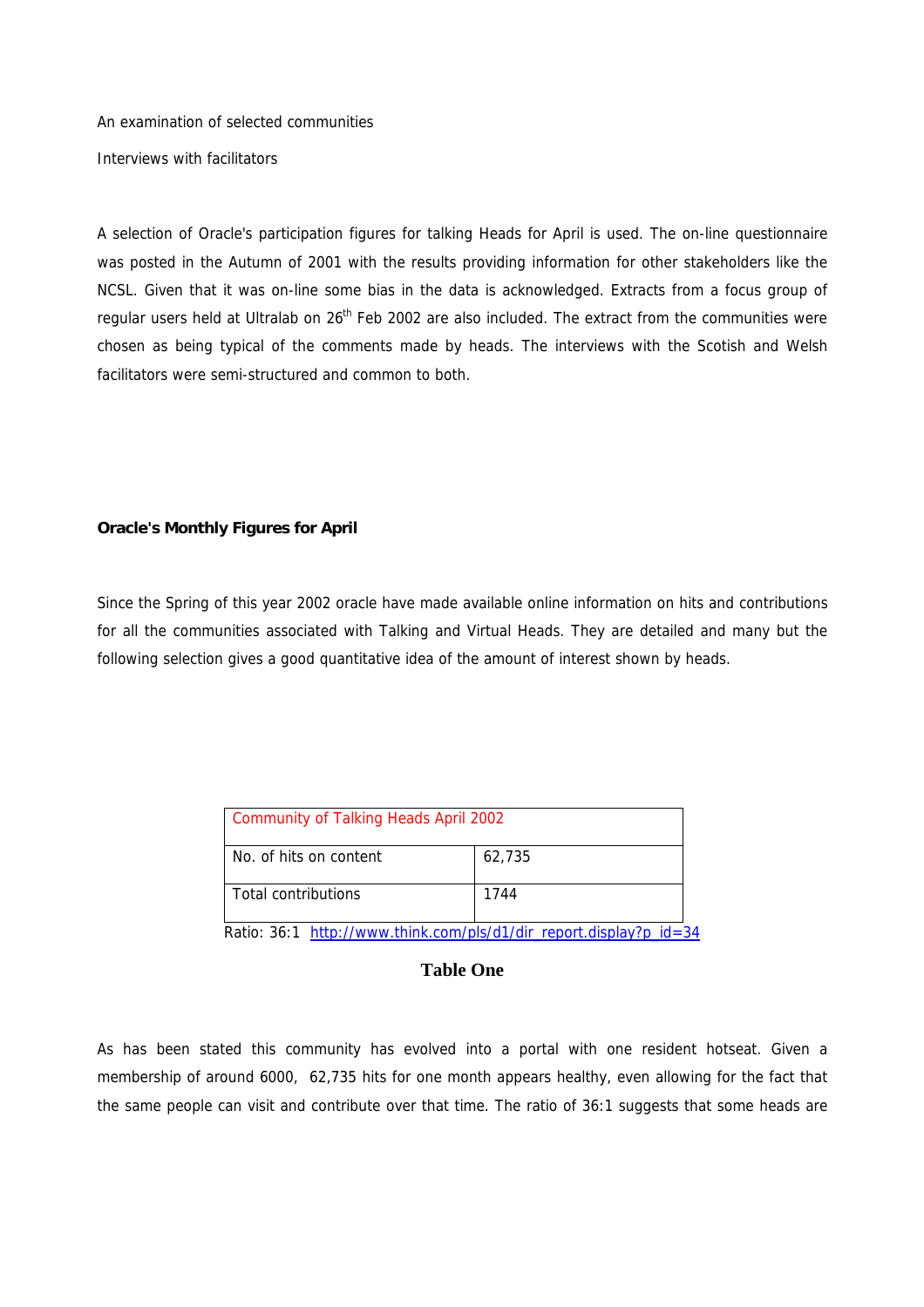An examination of selected communities

Interviews with facilitators

A selection of Oracle's participation figures for talking Heads for April is used. The on-line questionnaire was posted in the Autumn of 2001 with the results providing information for other stakeholders like the NCSL. Given that it was on-line some bias in the data is acknowledged. Extracts from a focus group of regular users held at Ultralab on 26th Feb 2002 are also included. The extract from the communities were chosen as being typical of the comments made by heads. The interviews with the Scotish and Welsh facilitators were semi-structured and common to both.

**Oracle's Monthly Figures for April**

Since the Spring of this year 2002 oracle have made available online information on hits and contributions for all the communities associated with Talking and Virtual Heads. They are detailed and many but the following selection gives a good quantitative idea of the amount of interest shown by heads.

| Community of Talking Heads April 2002 | |
|---|---|
| No. of hits on content | 62,735 |
| Total contributions | 1744 |

Ratio: 36:1 [http://www.think.com/pls/d1/dir_report.display?p_id=34](http://www.think.com/pls/d1/dir_report.display?p_id=34)

**Table One**

As has been stated this community has evolved into a portal with one resident hotseat. Given a membership of around 6000, 62,735 hits for one month appears healthy, even allowing for the fact that the same people can visit and contribute over that time. The ratio of 36:1 suggests that some heads are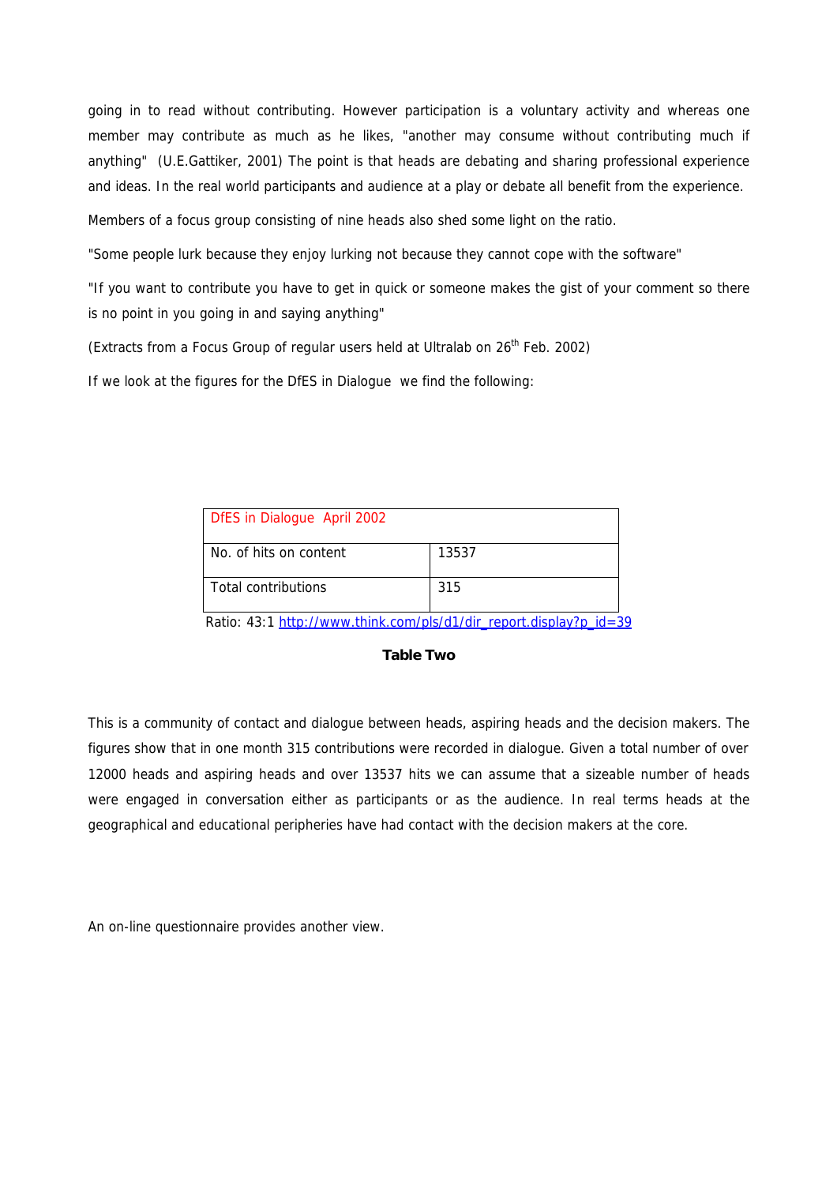going in to read without contributing. However participation is a voluntary activity and whereas one member may contribute as much as he likes, "another may consume without contributing much if anything" (U.E.Gattiker, 2001) The point is that heads are debating and sharing professional experience and ideas. In the real world participants and audience at a play or debate all benefit from the experience.

Members of a focus group consisting of nine heads also shed some light on the ratio.

"Some people lurk because they enjoy lurking not because they cannot cope with the software"

"If you want to contribute you have to get in quick or someone makes the gist of your comment so there is no point in you going in and saying anything"

(Extracts from a Focus Group of regular users held at Ultralab on 26th Feb. 2002)

If we look at the figures for the DfES in Dialogue we find the following:

| DfES in Dialogue April 2002 | |
|---|---|
| No. of hits on content | 13537 |
| Total contributions | 315 |

Ratio: 43:1 http://www.think.com/pls/d1/dir_report.display?p_id=39

**Table Two**

This is a community of contact and dialogue between heads, aspiring heads and the decision makers. The figures show that in one month 315 contributions were recorded in dialogue. Given a total number of over 12000 heads and aspiring heads and over 13537 hits we can assume that a sizeable number of heads were engaged in conversation either as participants or as the audience. In real terms heads at the geographical and educational peripheries have had contact with the decision makers at the core.

An on-line questionnaire provides another view.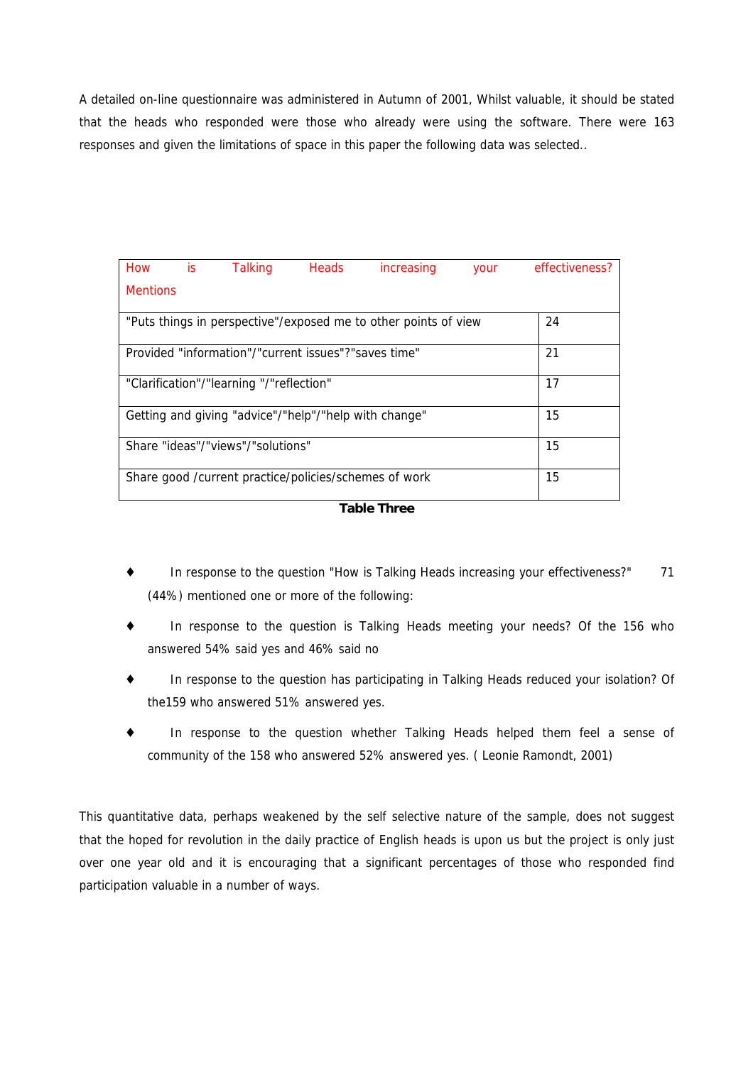A detailed on-line questionnaire was administered in Autumn of 2001, Whilst valuable, it should be stated that the heads who responded were those who already were using the software. There were 163 responses and given the limitations of space in this paper the following data was selected..

| How is Talking Heads increasing your effectiveness? Mentions | |
|---|---|
| "Puts things in perspective"/exposed me to other points of view | 24 |
| Provided "information"/"current issues"?"saves time" | 21 |
| "Clarification"/"learning "/"reflection" | 17 |
| Getting and giving "advice"/"help"/"help with change" | 15 |
| Share "ideas"/"views"/"solutions" | 15 |
| Share good /current practice/policies/schemes of work | 15 |

**Table Three**

- In response to the question "How is Talking Heads increasing your effectiveness?" 71 (44%) mentioned one or more of the following:
- In response to the question is Talking Heads meeting your needs? Of the 156 who answered 54% said yes and 46% said no
- In response to the question has participating in Talking Heads reduced your isolation? Of the159 who answered 51% answered yes.
- In response to the question whether Talking Heads helped them feel a sense of community of the 158 who answered 52% answered yes. ( Leonie Ramondt, 2001)

This quantitative data, perhaps weakened by the self selective nature of the sample, does not suggest that the hoped for revolution in the daily practice of English heads is upon us but the project is only just over one year old and it is encouraging that a significant percentages of those who responded find participation valuable in a number of ways.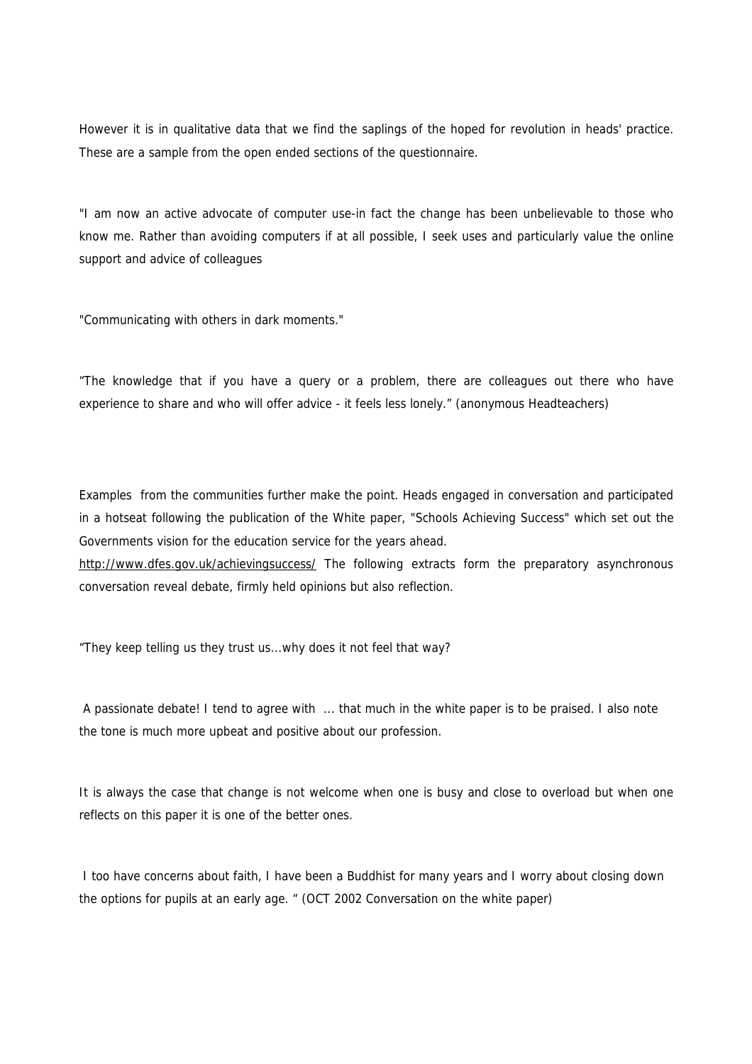However it is in qualitative data that we find the saplings of the hoped for revolution in heads' practice. These are a sample from the open ended sections of the questionnaire.

"I am now an active advocate of computer use-in fact the change has been unbelievable to those who know me. Rather than avoiding computers if at all possible, I seek uses and particularly value the online support and advice of colleagues

"Communicating with others in dark moments."

"The knowledge that if you have a query or a problem, there are colleagues out there who have experience to share and who will offer advice - it feels less lonely." (anonymous Headteachers)

Examples from the communities further make the point. Heads engaged in conversation and participated in a hotseat following the publication of the White paper, "Schools Achieving Success" which set out the Governments vision for the education service for the years ahead. http://www.dfes.gov.uk/achievingsuccess/ The following extracts form the preparatory asynchronous conversation reveal debate, firmly held opinions but also reflection.

"They keep telling us they trust us...why does it not feel that way?

A passionate debate! I tend to agree with ... that much in the white paper is to be praised. I also note the tone is much more upbeat and positive about our profession.

It is always the case that change is not welcome when one is busy and close to overload but when one reflects on this paper it is one of the better ones.

I too have concerns about faith, I have been a Buddhist for many years and I worry about closing down the options for pupils at an early age. " (OCT 2002 Conversation on the white paper)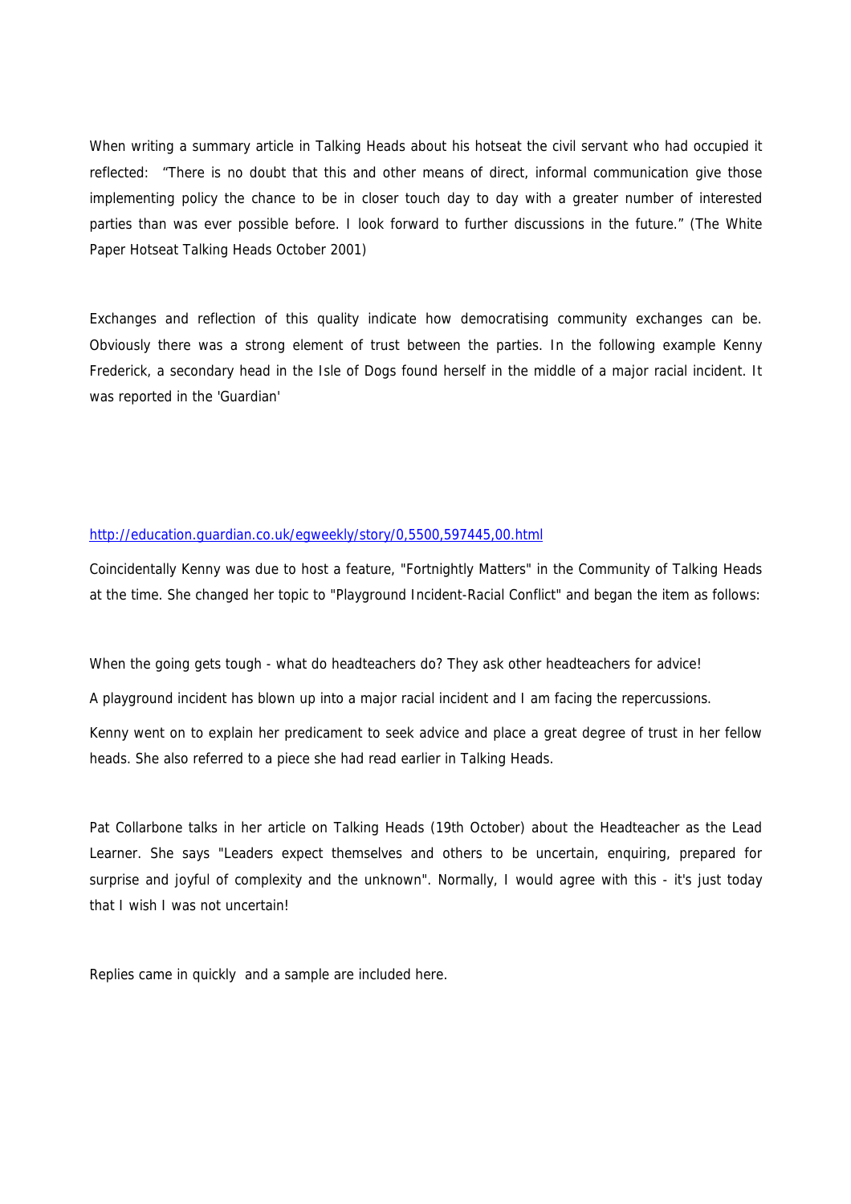When writing a summary article in Talking Heads about his hotseat the civil servant who had occupied it reflected: "There is no doubt that this and other means of direct, informal communication give those implementing policy the chance to be in closer touch day to day with a greater number of interested parties than was ever possible before. I look forward to further discussions in the future." (The White Paper Hotseat Talking Heads October 2001)

Exchanges and reflection of this quality indicate how democratising community exchanges can be. Obviously there was a strong element of trust between the parties. In the following example Kenny Frederick, a secondary head in the Isle of Dogs found herself in the middle of a major racial incident. It was reported in the 'Guardian'

http://education.guardian.co.uk/egweekly/story/0,5500,597445,00.html

Coincidentally Kenny was due to host a feature, "Fortnightly Matters" in the Community of Talking Heads at the time. She changed her topic to "Playground Incident-Racial Conflict" and began the item as follows:

When the going gets tough - what do headteachers do? They ask other headteachers for advice!

A playground incident has blown up into a major racial incident and I am facing the repercussions.

Kenny went on to explain her predicament to seek advice and place a great degree of trust in her fellow heads. She also referred to a piece she had read earlier in Talking Heads.

Pat Collarbone talks in her article on Talking Heads (19th October) about the Headteacher as the Lead Learner. She says "Leaders expect themselves and others to be uncertain, enquiring, prepared for surprise and joyful of complexity and the unknown". Normally, I would agree with this - it's just today that I wish I was not uncertain!

Replies came in quickly and a sample are included here.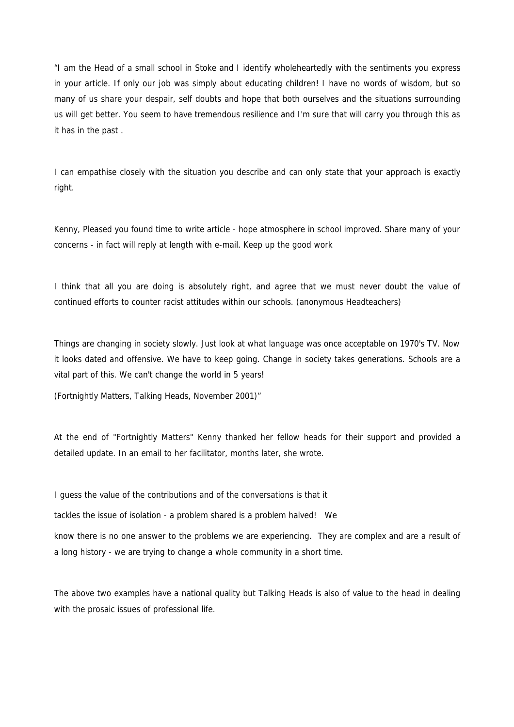"I am the Head of a small school in Stoke and I identify wholeheartedly with the sentiments you express in your article. If only our job was simply about educating children! I have no words of wisdom, but so many of us share your despair, self doubts and hope that both ourselves and the situations surrounding us will get better. You seem to have tremendous resilience and I'm sure that will carry you through this as it has in the past .

I can empathise closely with the situation you describe and can only state that your approach is exactly right.

Kenny, Pleased you found time to write article - hope atmosphere in school improved. Share many of your concerns - in fact will reply at length with e-mail. Keep up the good work

I think that all you are doing is absolutely right, and agree that we must never doubt the value of continued efforts to counter racist attitudes within our schools. (anonymous Headteachers)

Things are changing in society slowly. Just look at what language was once acceptable on 1970's TV. Now it looks dated and offensive. We have to keep going. Change in society takes generations. Schools are a vital part of this. We can't change the world in 5 years!

(Fortnightly Matters, Talking Heads, November 2001)"

At the end of "Fortnightly Matters" Kenny thanked her fellow heads for their support and provided a detailed update. In an email to her facilitator, months later, she wrote.

I guess the value of the contributions and of the conversations is that it

tackles the issue of isolation - a problem shared is a problem halved! We

know there is no one answer to the problems we are experiencing. They are complex and are a result of a long history - we are trying to change a whole community in a short time.

The above two examples have a national quality but Talking Heads is also of value to the head in dealing with the prosaic issues of professional life.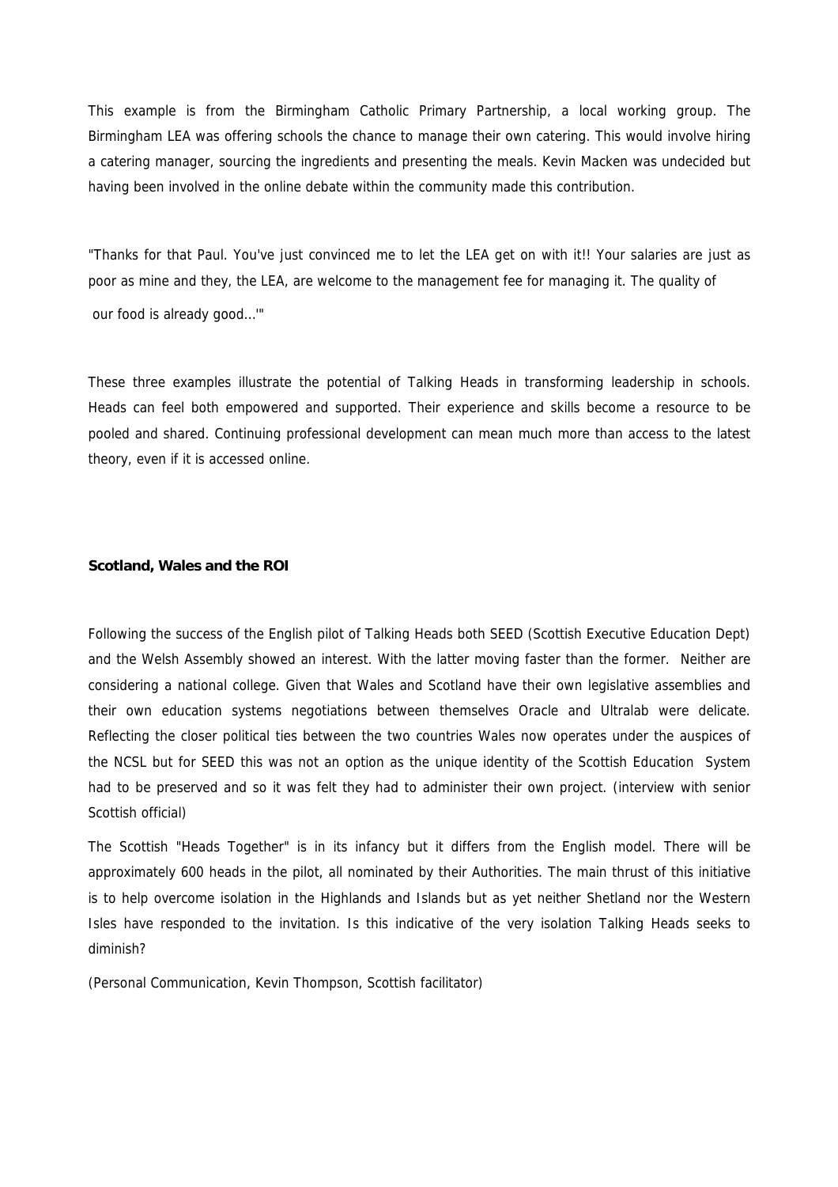This example is from the Birmingham Catholic Primary Partnership, a local working group. The Birmingham LEA was offering schools the chance to manage their own catering. This would involve hiring a catering manager, sourcing the ingredients and presenting the meals. Kevin Macken was undecided but having been involved in the online debate within the community made this contribution.

"Thanks for that Paul. You've just convinced me to let the LEA get on with it!! Your salaries are just as poor as mine and they, the LEA, are welcome to the management fee for managing it. The quality of our food is already good...'"

These three examples illustrate the potential of Talking Heads in transforming leadership in schools. Heads can feel both empowered and supported. Their experience and skills become a resource to be pooled and shared. Continuing professional development can mean much more than access to the latest theory, even if it is accessed online.

**Scotland, Wales and the ROI**

Following the success of the English pilot of Talking Heads both SEED (Scottish Executive Education Dept) and the Welsh Assembly showed an interest. With the latter moving faster than the former. Neither are considering a national college. Given that Wales and Scotland have their own legislative assemblies and their own education systems negotiations between themselves Oracle and Ultralab were delicate. Reflecting the closer political ties between the two countries Wales now operates under the auspices of the NCSL but for SEED this was not an option as the unique identity of the Scottish Education System had to be preserved and so it was felt they had to administer their own project. (interview with senior Scottish official)

The Scottish "Heads Together" is in its infancy but it differs from the English model. There will be approximately 600 heads in the pilot, all nominated by their Authorities. The main thrust of this initiative is to help overcome isolation in the Highlands and Islands but as yet neither Shetland nor the Western Isles have responded to the invitation. Is this indicative of the very isolation Talking Heads seeks to diminish?

(Personal Communication, Kevin Thompson, Scottish facilitator)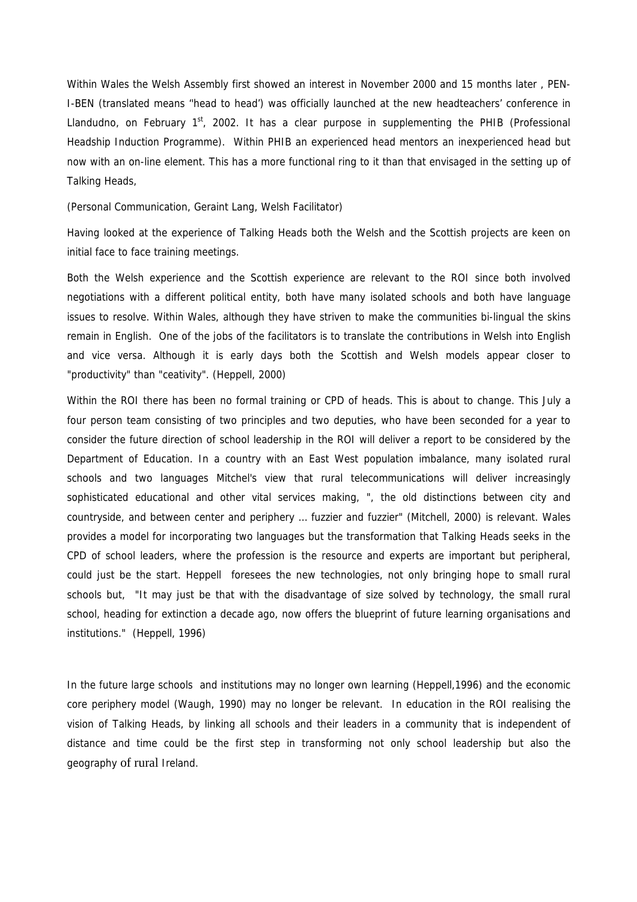Within Wales the Welsh Assembly first showed an interest in November 2000 and 15 months later , PEN-I-BEN (translated means "head to head') was officially launched at the new headteachers' conference in Llandudno, on February 1st, 2002. It has a clear purpose in supplementing the PHIB (Professional Headship Induction Programme). Within PHIB an experienced head mentors an inexperienced head but now with an on-line element. This has a more functional ring to it than that envisaged in the setting up of Talking Heads,

(Personal Communication, Geraint Lang, Welsh Facilitator)

Having looked at the experience of Talking Heads both the Welsh and the Scottish projects are keen on initial face to face training meetings.

Both the Welsh experience and the Scottish experience are relevant to the ROI since both involved negotiations with a different political entity, both have many isolated schools and both have language issues to resolve. Within Wales, although they have striven to make the communities bi-lingual the skins remain in English. One of the jobs of the facilitators is to translate the contributions in Welsh into English and vice versa. Although it is early days both the Scottish and Welsh models appear closer to "productivity" than "ceativity". (Heppell, 2000)

Within the ROI there has been no formal training or CPD of heads. This is about to change. This July a four person team consisting of two principles and two deputies, who have been seconded for a year to consider the future direction of school leadership in the ROI will deliver a report to be considered by the Department of Education. In a country with an East West population imbalance, many isolated rural schools and two languages Mitchel's view that rural telecommunications will deliver increasingly sophisticated educational and other vital services making, ", the old distinctions between city and countryside, and between center and periphery … fuzzier and fuzzier" (Mitchell, 2000) is relevant. Wales provides a model for incorporating two languages but the transformation that Talking Heads seeks in the CPD of school leaders, where the profession is the resource and experts are important but peripheral, could just be the start. Heppell foresees the new technologies, not only bringing hope to small rural schools but, "It may just be that with the disadvantage of size solved by technology, the small rural school, heading for extinction a decade ago, now offers the blueprint of future learning organisations and institutions." (Heppell, 1996)

In the future large schools and institutions may no longer own learning (Heppell,1996) and the economic core periphery model (Waugh, 1990) may no longer be relevant. In education in the ROI realising the vision of Talking Heads, by linking all schools and their leaders in a community that is independent of distance and time could be the first step in transforming not only school leadership but also the geography of rural Ireland.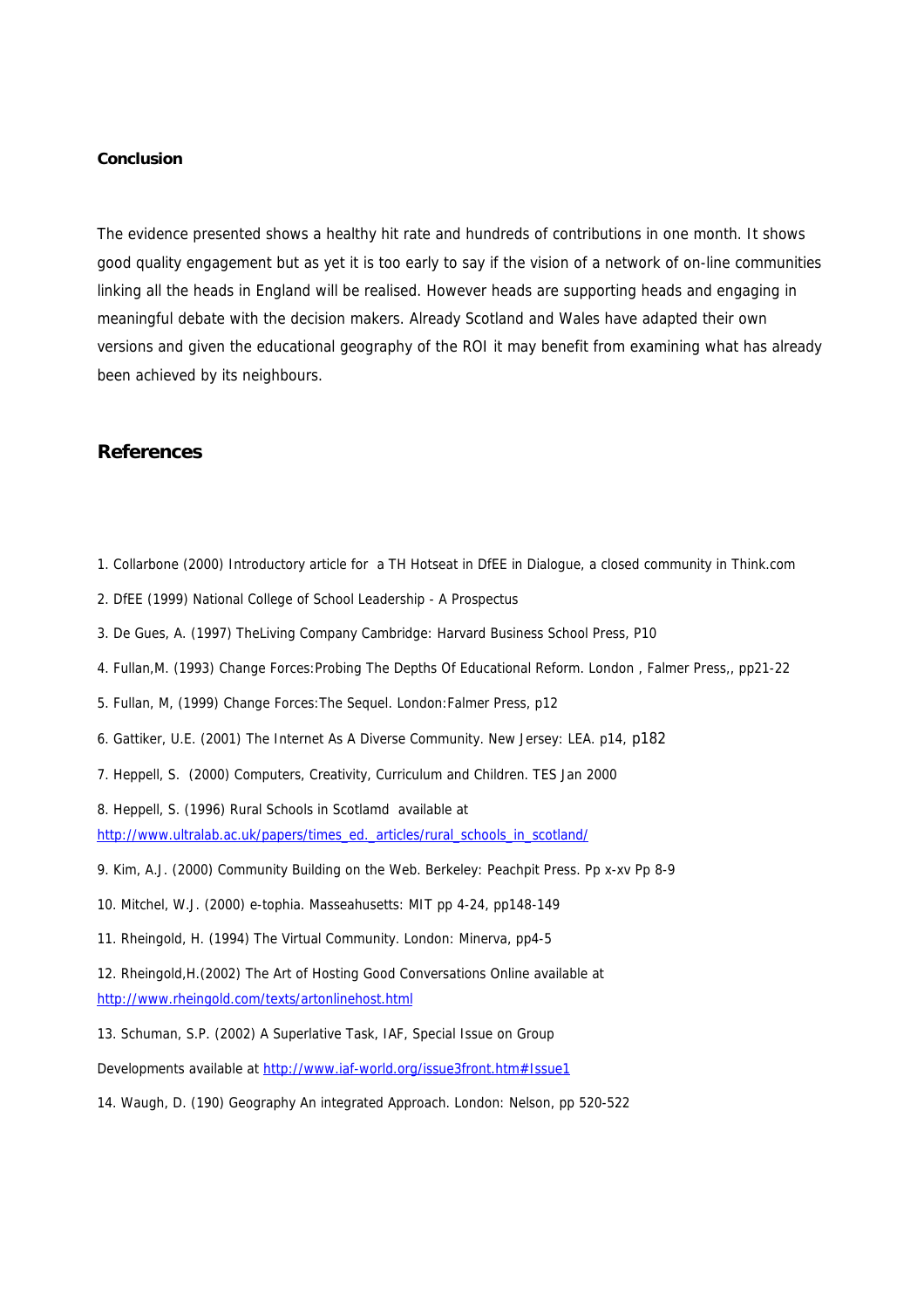**Conclusion**

The evidence presented shows a healthy hit rate and hundreds of contributions in one month. It shows good quality engagement but as yet it is too early to say if the vision of a network of on-line communities linking all the heads in England will be realised. However heads are supporting heads and engaging in meaningful debate with the decision makers. Already Scotland and Wales have adapted their own versions and given the educational geography of the ROI it may benefit from examining what has already been achieved by its neighbours.

## References

1. Collarbone (2000) Introductory article for a TH Hotseat in DfEE in Dialogue, a closed community in Think.com
2. DfEE (1999) National College of School Leadership - A Prospectus
3. De Gues, A. (1997) TheLiving Company Cambridge: Harvard Business School Press, P10
4. Fullan,M. (1993) Change Forces:Probing The Depths Of Educational Reform. London , Falmer Press,, pp21-22
5. Fullan, M, (1999) Change Forces:The Sequel. London:Falmer Press, p12
6. Gattiker, U.E. (2001) The Internet As A Diverse Community. New Jersey: LEA. p14, p182
7. Heppell, S. (2000) Computers, Creativity, Curriculum and Children. TES Jan 2000
8. Heppell, S. (1996) Rural Schools in Scotlamd available at http://www.ultralab.ac.uk/papers/times_ed._articles/rural_schools_in_scotland/
9. Kim, A.J. (2000) Community Building on the Web. Berkeley: Peachpit Press. Pp x-xv Pp 8-9
10. Mitchel, W.J. (2000) e-tophia. Masseahusetts: MIT pp 4-24, pp148-149
11. Rheingold, H. (1994) The Virtual Community. London: Minerva, pp4-5
12. Rheingold,H.(2002) The Art of Hosting Good Conversations Online available at http://www.rheingold.com/texts/artonlinehost.html
13. Schuman, S.P. (2002) A Superlative Task, IAF, Special Issue on Group Developments available at http://www.iaf-world.org/issue3front.htm#Issue1
14. Waugh, D. (190) Geography An integrated Approach. London: Nelson, pp 520-522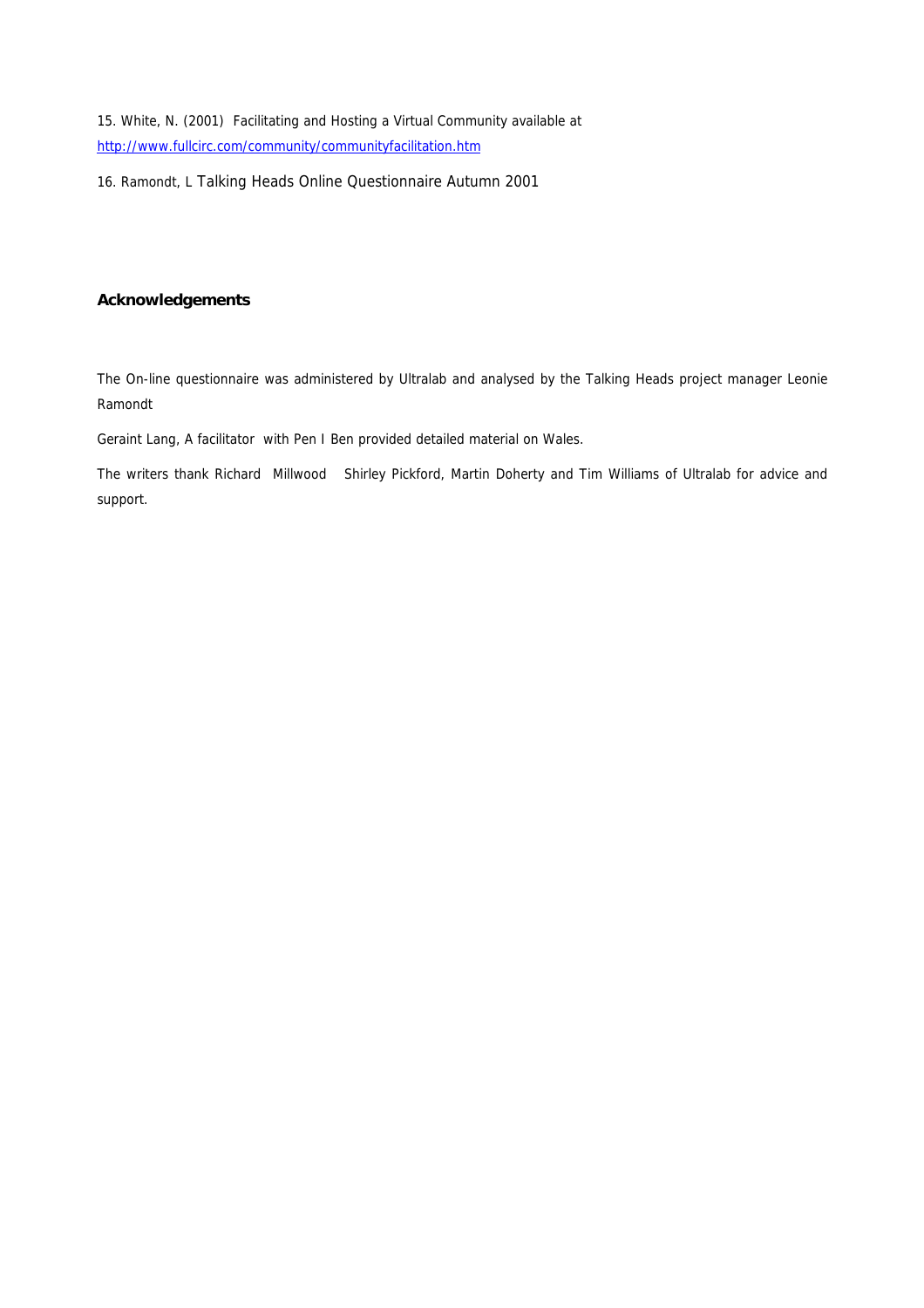15. White, N. (2001) Facilitating and Hosting a Virtual Community available at http://www.fullcirc.com/community/communityfacilitation.htm

16. Ramondt, L Talking Heads Online Questionnaire Autumn 2001

## Acknowledgements

The On-line questionnaire was administered by Ultralab and analysed by the Talking Heads project manager Leonie Ramondt

Geraint Lang, A facilitator with Pen I Ben provided detailed material on Wales.

The writers thank Richard Millwood Shirley Pickford, Martin Doherty and Tim Williams of Ultralab for advice and support.